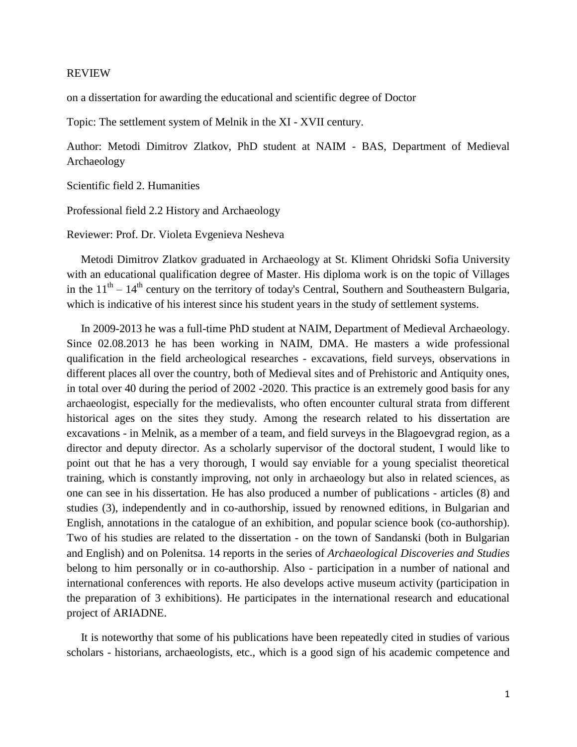REVIEW

on a dissertation for awarding the educational and scientific degree of Doctor

Topic: The settlement system of Melnik in the XI - XVII century.

Author: Metodi Dimitrov Zlatkov, PhD student at NAIM - BAS, Department of Medieval Archaeology

Scientific field 2. Humanities

Professional field 2.2 History and Archaeology

Reviewer: Prof. Dr. Violeta Evgenieva Nesheva

Metodi Dimitrov Zlatkov graduated in Archaeology at St. Kliment Ohridski Sofia University with an educational qualification degree of Master. His diploma work is on the topic of Villages in the $11^{th} – 14^{th}$ century on the territory of today's Central, Southern and Southeastern Bulgaria, which is indicative of his interest since his student years in the study of settlement systems.

In 2009-2013 he was a full-time PhD student at NAIM, Department of Medieval Archaeology. Since 02.08.2013 he has been working in NAIM, DMA. He masters a wide professional qualification in the field archeological researches - excavations, field surveys, observations in different places all over the country, both of Medieval sites and of Prehistoric and Antiquity ones, in total over 40 during the period of 2002 -2020. This practice is an extremely good basis for any archaeologist, especially for the medievalists, who often encounter cultural strata from different historical ages on the sites they study. Among the research related to his dissertation are excavations - in Melnik, as a member of a team, and field surveys in the Blagoevgrad region, as a director and deputy director. As a scholarly supervisor of the doctoral student, I would like to point out that he has a very thorough, I would say enviable for a young specialist theoretical training, which is constantly improving, not only in archaeology but also in related sciences, as one can see in his dissertation. He has also produced a number of publications - articles (8) and studies (3), independently and in co-authorship, issued by renowned editions, in Bulgarian and English, annotations in the catalogue of an exhibition, and popular science book (co-authorship). Two of his studies are related to the dissertation - on the town of Sandanski (both in Bulgarian and English) and on Polenitsa. 14 reports in the series of *Archaeological Discoveries and Studies* belong to him personally or in co-authorship. Also - participation in a number of national and international conferences with reports. He also develops active museum activity (participation in the preparation of 3 exhibitions). He participates in the international research and educational project of ARIADNE.

It is noteworthy that some of his publications have been repeatedly cited in studies of various scholars - historians, archaeologists, etc., which is a good sign of his academic competence and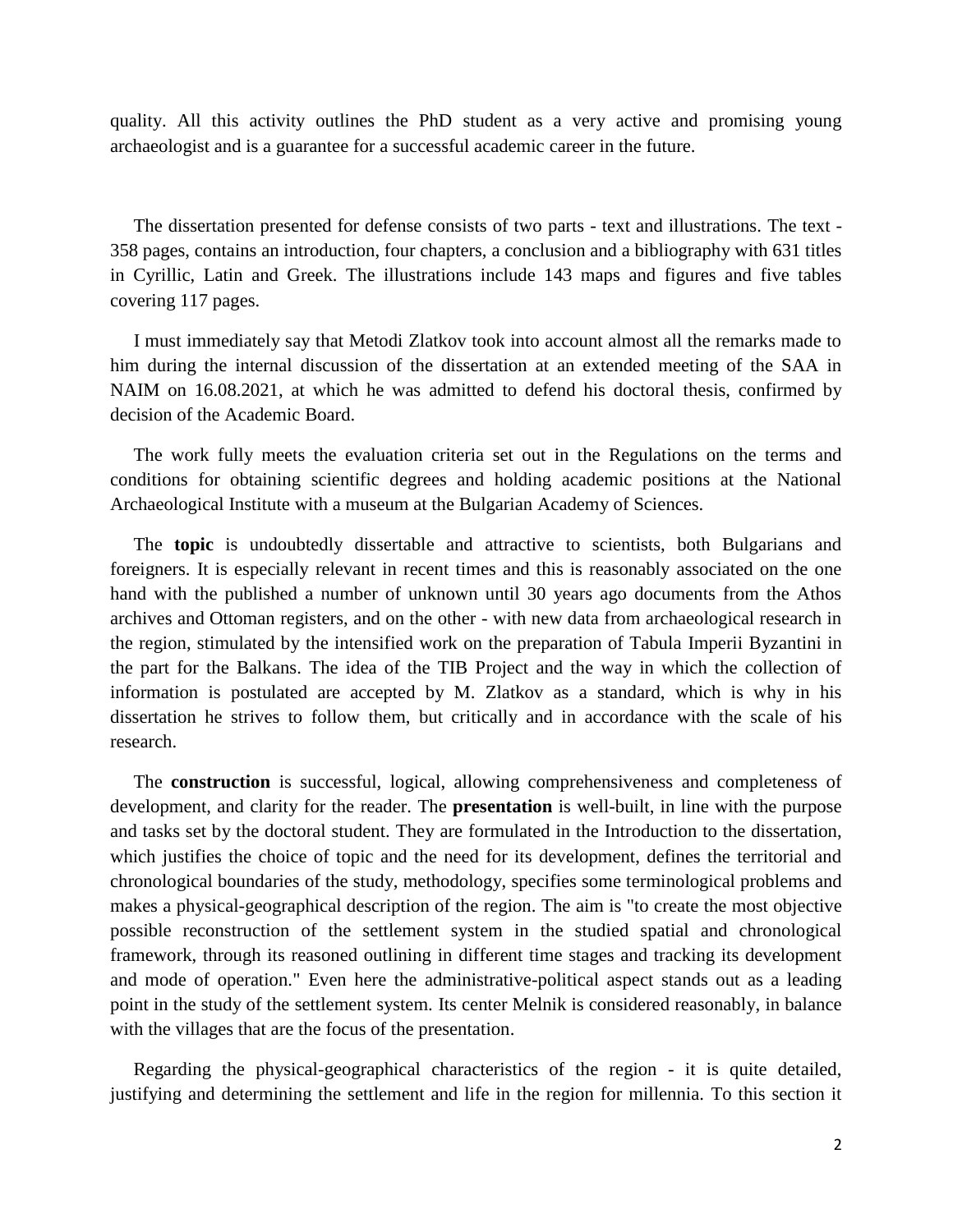quality. All this activity outlines the PhD student as a very active and promising young archaeologist and is a guarantee for a successful academic career in the future.

The dissertation presented for defense consists of two parts - text and illustrations. The text - 358 pages, contains an introduction, four chapters, a conclusion and a bibliography with 631 titles in Cyrillic, Latin and Greek. The illustrations include 143 maps and figures and five tables covering 117 pages.

I must immediately say that Metodi Zlatkov took into account almost all the remarks made to him during the internal discussion of the dissertation at an extended meeting of the SAA in NAIM on 16.08.2021, at which he was admitted to defend his doctoral thesis, confirmed by decision of the Academic Board.

The work fully meets the evaluation criteria set out in the Regulations on the terms and conditions for obtaining scientific degrees and holding academic positions at the National Archaeological Institute with a museum at the Bulgarian Academy of Sciences.

The **topic** is undoubtedly dissertable and attractive to scientists, both Bulgarians and foreigners. It is especially relevant in recent times and this is reasonably associated on the one hand with the published a number of unknown until 30 years ago documents from the Athos archives and Ottoman registers, and on the other - with new data from archaeological research in the region, stimulated by the intensified work on the preparation of Tabula Imperii Byzantini in the part for the Balkans. The idea of the TIB Project and the way in which the collection of information is postulated are accepted by M. Zlatkov as a standard, which is why in his dissertation he strives to follow them, but critically and in accordance with the scale of his research.

The **construction** is successful, logical, allowing comprehensiveness and completeness of development, and clarity for the reader. The **presentation** is well-built, in line with the purpose and tasks set by the doctoral student. They are formulated in the Introduction to the dissertation, which justifies the choice of topic and the need for its development, defines the territorial and chronological boundaries of the study, methodology, specifies some terminological problems and makes a physical-geographical description of the region. The aim is "to create the most objective possible reconstruction of the settlement system in the studied spatial and chronological framework, through its reasoned outlining in different time stages and tracking its development and mode of operation." Even here the administrative-political aspect stands out as a leading point in the study of the settlement system. Its center Melnik is considered reasonably, in balance with the villages that are the focus of the presentation.

Regarding the physical-geographical characteristics of the region - it is quite detailed, justifying and determining the settlement and life in the region for millennia. To this section it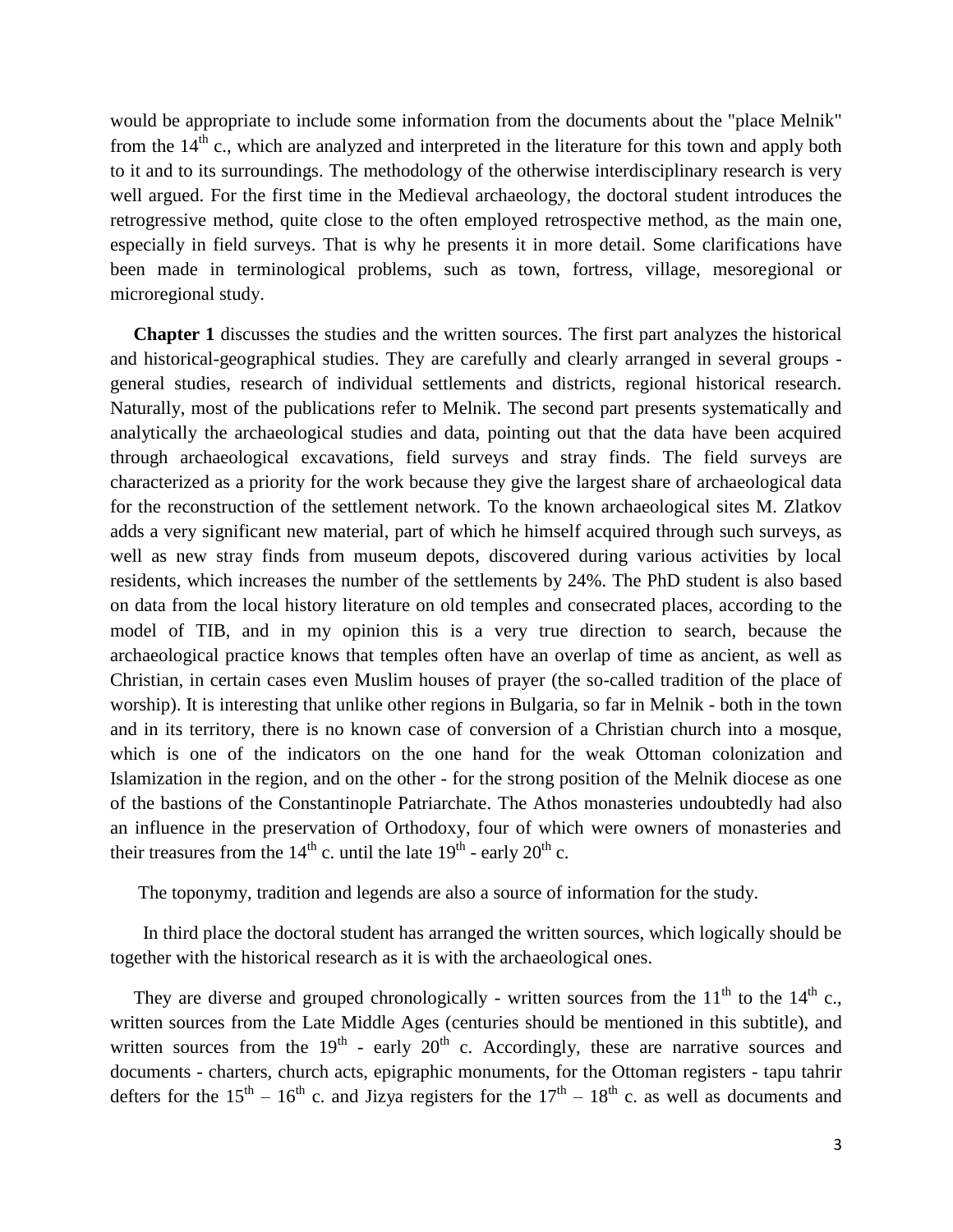would be appropriate to include some information from the documents about the "place Melnik" from the $14^{th}$ c., which are analyzed and interpreted in the literature for this town and apply both to it and to its surroundings. The methodology of the otherwise interdisciplinary research is very well argued. For the first time in the Medieval archaeology, the doctoral student introduces the retrogressive method, quite close to the often employed retrospective method, as the main one, especially in field surveys. That is why he presents it in more detail. Some clarifications have been made in terminological problems, such as town, fortress, village, mesoregional or microregional study.

**Chapter 1** discusses the studies and the written sources. The first part analyzes the historical and historical-geographical studies. They are carefully and clearly arranged in several groups - general studies, research of individual settlements and districts, regional historical research. Naturally, most of the publications refer to Melnik. The second part presents systematically and analytically the archaeological studies and data, pointing out that the data have been acquired through archaeological excavations, field surveys and stray finds. The field surveys are characterized as a priority for the work because they give the largest share of archaeological data for the reconstruction of the settlement network. To the known archaeological sites M. Zlatkov adds a very significant new material, part of which he himself acquired through such surveys, as well as new stray finds from museum depots, discovered during various activities by local residents, which increases the number of the settlements by 24%. The PhD student is also based on data from the local history literature on old temples and consecrated places, according to the model of TIB, and in my opinion this is a very true direction to search, because the archaeological practice knows that temples often have an overlap of time as ancient, as well as Christian, in certain cases even Muslim houses of prayer (the so-called tradition of the place of worship). It is interesting that unlike other regions in Bulgaria, so far in Melnik - both in the town and in its territory, there is no known case of conversion of a Christian church into a mosque, which is one of the indicators on the one hand for the weak Ottoman colonization and Islamization in the region, and on the other - for the strong position of the Melnik diocese as one of the bastions of the Constantinople Patriarchate. The Athos monasteries undoubtedly had also an influence in the preservation of Orthodoxy, four of which were owners of monasteries and their treasures from the $14^{th}$ c. until the late $19^{th}$ - early $20^{th}$ c.

The toponymy, tradition and legends are also a source of information for the study.

In third place the doctoral student has arranged the written sources, which logically should be together with the historical research as it is with the archaeological ones.

They are diverse and grouped chronologically - written sources from the $11^{th}$ to the $14^{th}$ c., written sources from the Late Middle Ages (centuries should be mentioned in this subtitle), and written sources from the $19^{th}$ - early $20^{th}$ c. Accordingly, these are narrative sources and documents - charters, church acts, epigraphic monuments, for the Ottoman registers - tapu tahrir defters for the $15^{th}$ – $16^{th}$ c. and Jizya registers for the $17^{th}$ – $18^{th}$ c. as well as documents and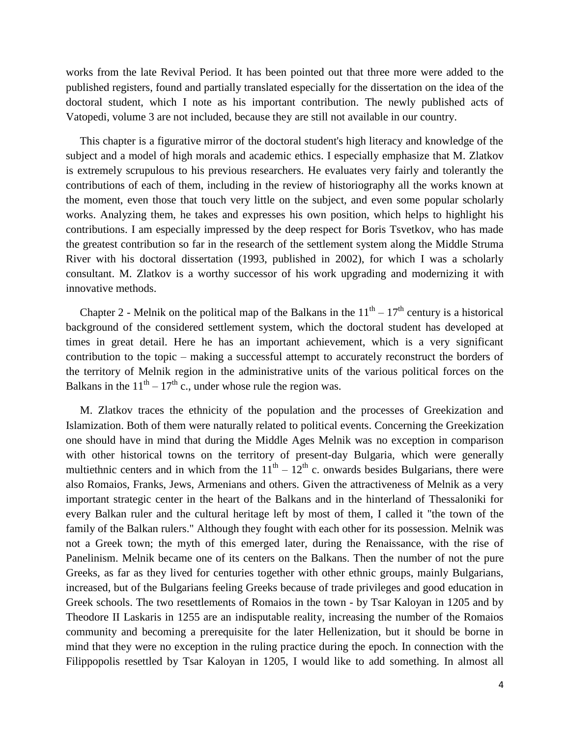works from the late Revival Period. It has been pointed out that three more were added to the published registers, found and partially translated especially for the dissertation on the idea of the doctoral student, which I note as his important contribution. The newly published acts of Vatopedi, volume 3 are not included, because they are still not available in our country.

This chapter is a figurative mirror of the doctoral student's high literacy and knowledge of the subject and a model of high morals and academic ethics. I especially emphasize that M. Zlatkov is extremely scrupulous to his previous researchers. He evaluates very fairly and tolerantly the contributions of each of them, including in the review of historiography all the works known at the moment, even those that touch very little on the subject, and even some popular scholarly works. Analyzing them, he takes and expresses his own position, which helps to highlight his contributions. I am especially impressed by the deep respect for Boris Tsvetkov, who has made the greatest contribution so far in the research of the settlement system along the Middle Struma River with his doctoral dissertation (1993, published in 2002), for which I was a scholarly consultant. M. Zlatkov is a worthy successor of his work upgrading and modernizing it with innovative methods.

Chapter 2 - Melnik on the political map of the Balkans in the $11^{th} – 17^{th}$ century is a historical background of the considered settlement system, which the doctoral student has developed at times in great detail. Here he has an important achievement, which is a very significant contribution to the topic – making a successful attempt to accurately reconstruct the borders of the territory of Melnik region in the administrative units of the various political forces on the Balkans in the $11^{th} – 17^{th}$ c., under whose rule the region was.

M. Zlatkov traces the ethnicity of the population and the processes of Greekization and Islamization. Both of them were naturally related to political events. Concerning the Greekization one should have in mind that during the Middle Ages Melnik was no exception in comparison with other historical towns on the territory of present-day Bulgaria, which were generally multiethnic centers and in which from the $11^{th} – 12^{th}$ c. onwards besides Bulgarians, there were also Romaios, Franks, Jews, Armenians and others. Given the attractiveness of Melnik as a very important strategic center in the heart of the Balkans and in the hinterland of Thessaloniki for every Balkan ruler and the cultural heritage left by most of them, I called it "the town of the family of the Balkan rulers." Although they fought with each other for its possession. Melnik was not a Greek town; the myth of this emerged later, during the Renaissance, with the rise of Panelinism. Melnik became one of its centers on the Balkans. Then the number of not the pure Greeks, as far as they lived for centuries together with other ethnic groups, mainly Bulgarians, increased, but of the Bulgarians feeling Greeks because of trade privileges and good education in Greek schools. The two resettlements of Romaios in the town - by Tsar Kaloyan in 1205 and by Theodore II Laskaris in 1255 are an indisputable reality, increasing the number of the Romaios community and becoming a prerequisite for the later Hellenization, but it should be borne in mind that they were no exception in the ruling practice during the epoch. In connection with the Filippopolis resettled by Tsar Kaloyan in 1205, I would like to add something. In almost all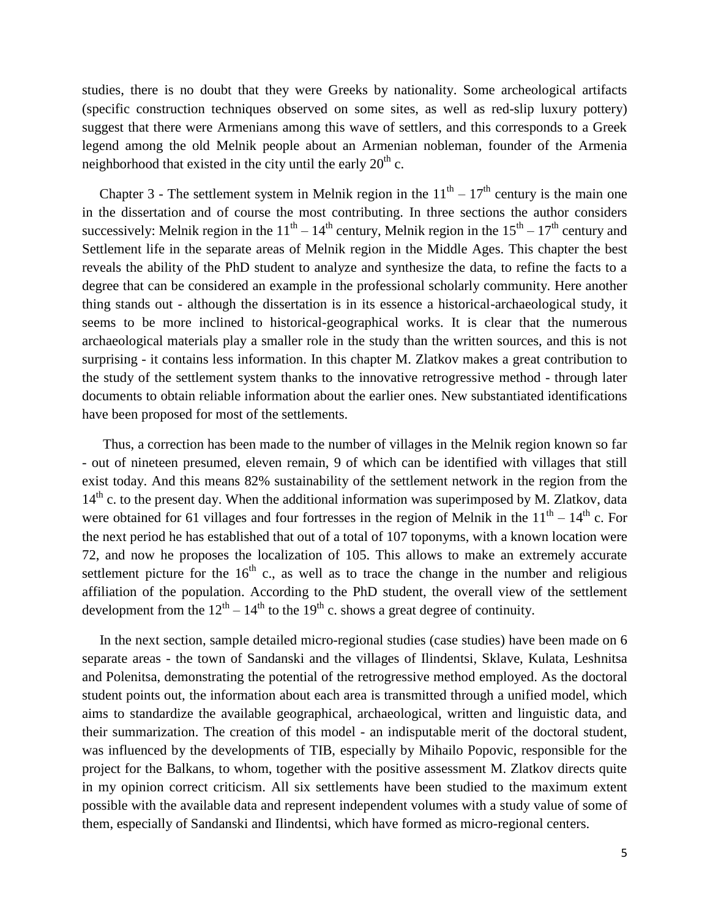studies, there is no doubt that they were Greeks by nationality. Some archeological artifacts (specific construction techniques observed on some sites, as well as red-slip luxury pottery) suggest that there were Armenians among this wave of settlers, and this corresponds to a Greek legend among the old Melnik people about an Armenian nobleman, founder of the Armenia neighborhood that existed in the city until the early $20^{th}$ c.

Chapter 3 - The settlement system in Melnik region in the $11^{th}$ – $17^{th}$ century is the main one in the dissertation and of course the most contributing. In three sections the author considers successively: Melnik region in the $11^{th}$ – $14^{th}$ century, Melnik region in the $15^{th}$ – $17^{th}$ century and Settlement life in the separate areas of Melnik region in the Middle Ages. This chapter the best reveals the ability of the PhD student to analyze and synthesize the data, to refine the facts to a degree that can be considered an example in the professional scholarly community. Here another thing stands out - although the dissertation is in its essence a historical-archaeological study, it seems to be more inclined to historical-geographical works. It is clear that the numerous archaeological materials play a smaller role in the study than the written sources, and this is not surprising - it contains less information. In this chapter M. Zlatkov makes a great contribution to the study of the settlement system thanks to the innovative retrogressive method - through later documents to obtain reliable information about the earlier ones. New substantiated identifications have been proposed for most of the settlements.

Thus, a correction has been made to the number of villages in the Melnik region known so far - out of nineteen presumed, eleven remain, 9 of which can be identified with villages that still exist today. And this means 82% sustainability of the settlement network in the region from the $14^{th}$ c. to the present day. When the additional information was superimposed by M. Zlatkov, data were obtained for 61 villages and four fortresses in the region of Melnik in the $11^{th}$ – $14^{th}$ c. For the next period he has established that out of a total of 107 toponyms, with a known location were 72, and now he proposes the localization of 105. This allows to make an extremely accurate settlement picture for the $16^{th}$ c., as well as to trace the change in the number and religious affiliation of the population. According to the PhD student, the overall view of the settlement development from the $12^{th}$ – $14^{th}$ to the $19^{th}$ c. shows a great degree of continuity.

In the next section, sample detailed micro-regional studies (case studies) have been made on 6 separate areas - the town of Sandanski and the villages of Ilindentsi, Sklave, Kulata, Leshnitsa and Polenitsa, demonstrating the potential of the retrogressive method employed. As the doctoral student points out, the information about each area is transmitted through a unified model, which aims to standardize the available geographical, archaeological, written and linguistic data, and their summarization. The creation of this model - an indisputable merit of the doctoral student, was influenced by the developments of TIB, especially by Mihailo Popovic, responsible for the project for the Balkans, to whom, together with the positive assessment M. Zlatkov directs quite in my opinion correct criticism. All six settlements have been studied to the maximum extent possible with the available data and represent independent volumes with a study value of some of them, especially of Sandanski and Ilindentsi, which have formed as micro-regional centers.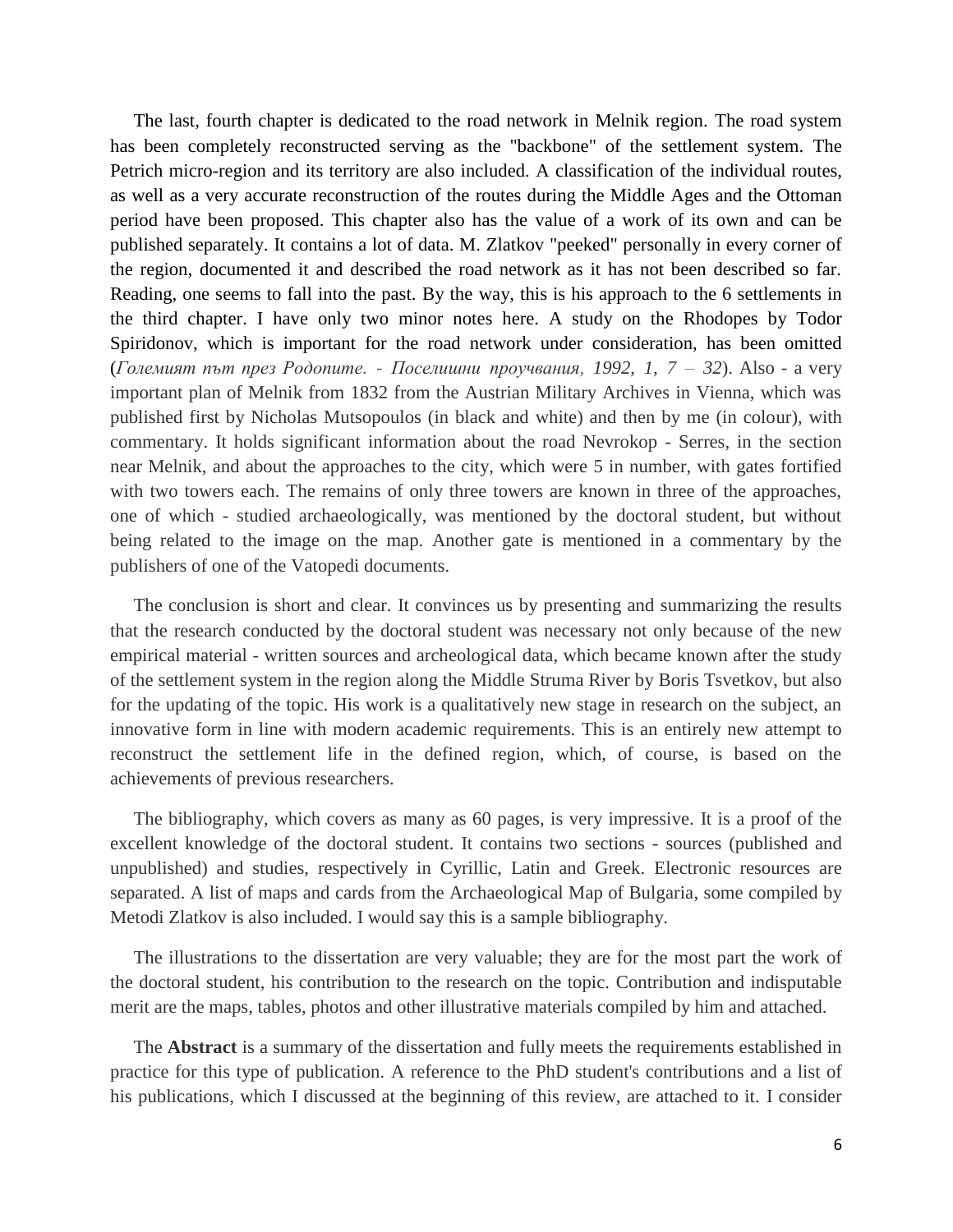The last, fourth chapter is dedicated to the road network in Melnik region. The road system has been completely reconstructed serving as the "backbone" of the settlement system. The Petrich micro-region and its territory are also included. A classification of the individual routes, as well as a very accurate reconstruction of the routes during the Middle Ages and the Ottoman period have been proposed. This chapter also has the value of a work of its own and can be published separately. It contains a lot of data. M. Zlatkov "peeked" personally in every corner of the region, documented it and described the road network as it has not been described so far. Reading, one seems to fall into the past. By the way, this is his approach to the 6 settlements in the third chapter. I have only two minor notes here. A study on the Rhodopes by Todor Spiridonov, which is important for the road network under consideration, has been omitted (*Големият път през Родопите. - Поселишни проучвания, 1992, 1, 7 – 32*). Also - a very important plan of Melnik from 1832 from the Austrian Military Archives in Vienna, which was published first by Nicholas Mutsopoulos (in black and white) and then by me (in colour), with commentary. It holds significant information about the road Nevrokop - Serres, in the section near Melnik, and about the approaches to the city, which were 5 in number, with gates fortified with two towers each. The remains of only three towers are known in three of the approaches, one of which - studied archaeologically, was mentioned by the doctoral student, but without being related to the image on the map. Another gate is mentioned in a commentary by the publishers of one of the Vatopedi documents.

The conclusion is short and clear. It convinces us by presenting and summarizing the results that the research conducted by the doctoral student was necessary not only because of the new empirical material - written sources and archeological data, which became known after the study of the settlement system in the region along the Middle Struma River by Boris Tsvetkov, but also for the updating of the topic. His work is a qualitatively new stage in research on the subject, an innovative form in line with modern academic requirements. This is an entirely new attempt to reconstruct the settlement life in the defined region, which, of course, is based on the achievements of previous researchers.

The bibliography, which covers as many as 60 pages, is very impressive. It is a proof of the excellent knowledge of the doctoral student. It contains two sections - sources (published and unpublished) and studies, respectively in Cyrillic, Latin and Greek. Electronic resources are separated. A list of maps and cards from the Archaeological Map of Bulgaria, some compiled by Metodi Zlatkov is also included. I would say this is a sample bibliography.

The illustrations to the dissertation are very valuable; they are for the most part the work of the doctoral student, his contribution to the research on the topic. Contribution and indisputable merit are the maps, tables, photos and other illustrative materials compiled by him and attached.

The **Abstract** is a summary of the dissertation and fully meets the requirements established in practice for this type of publication. A reference to the PhD student's contributions and a list of his publications, which I discussed at the beginning of this review, are attached to it. I consider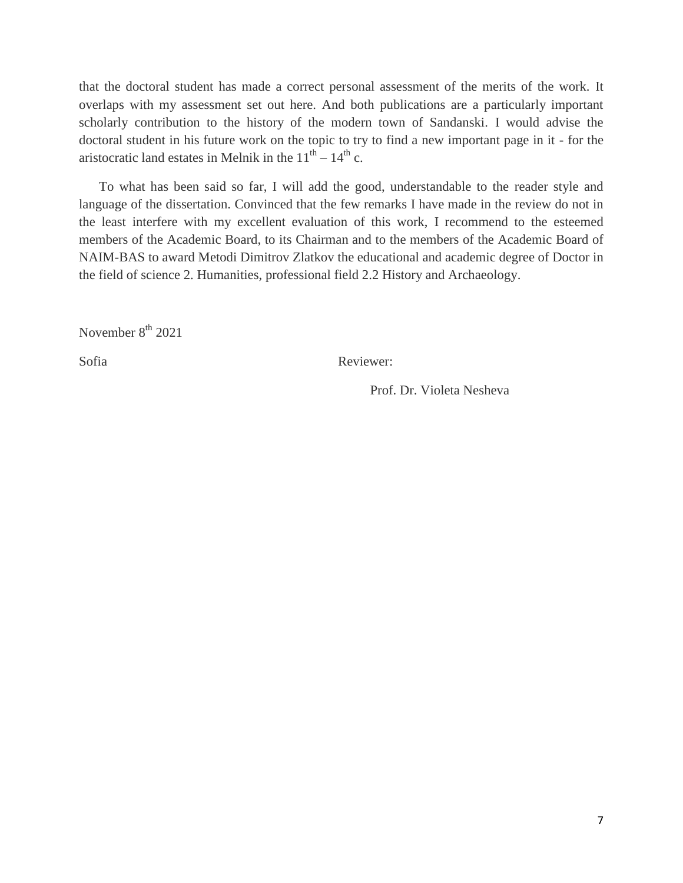that the doctoral student has made a correct personal assessment of the merits of the work. It overlaps with my assessment set out here. And both publications are a particularly important scholarly contribution to the history of the modern town of Sandanski. I would advise the doctoral student in his future work on the topic to try to find a new important page in it - for the aristocratic land estates in Melnik in the $11^{th} – 14^{th}$ c.

To what has been said so far, I will add the good, understandable to the reader style and language of the dissertation. Convinced that the few remarks I have made in the review do not in the least interfere with my excellent evaluation of this work, I recommend to the esteemed members of the Academic Board, to its Chairman and to the members of the Academic Board of NAIM-BAS to award Metodi Dimitrov Zlatkov the educational and academic degree of Doctor in the field of science 2. Humanities, professional field 2.2 History and Archaeology.

November $8^{th}$ 2021

Sofia

Reviewer:

Prof. Dr. Violeta Nesheva